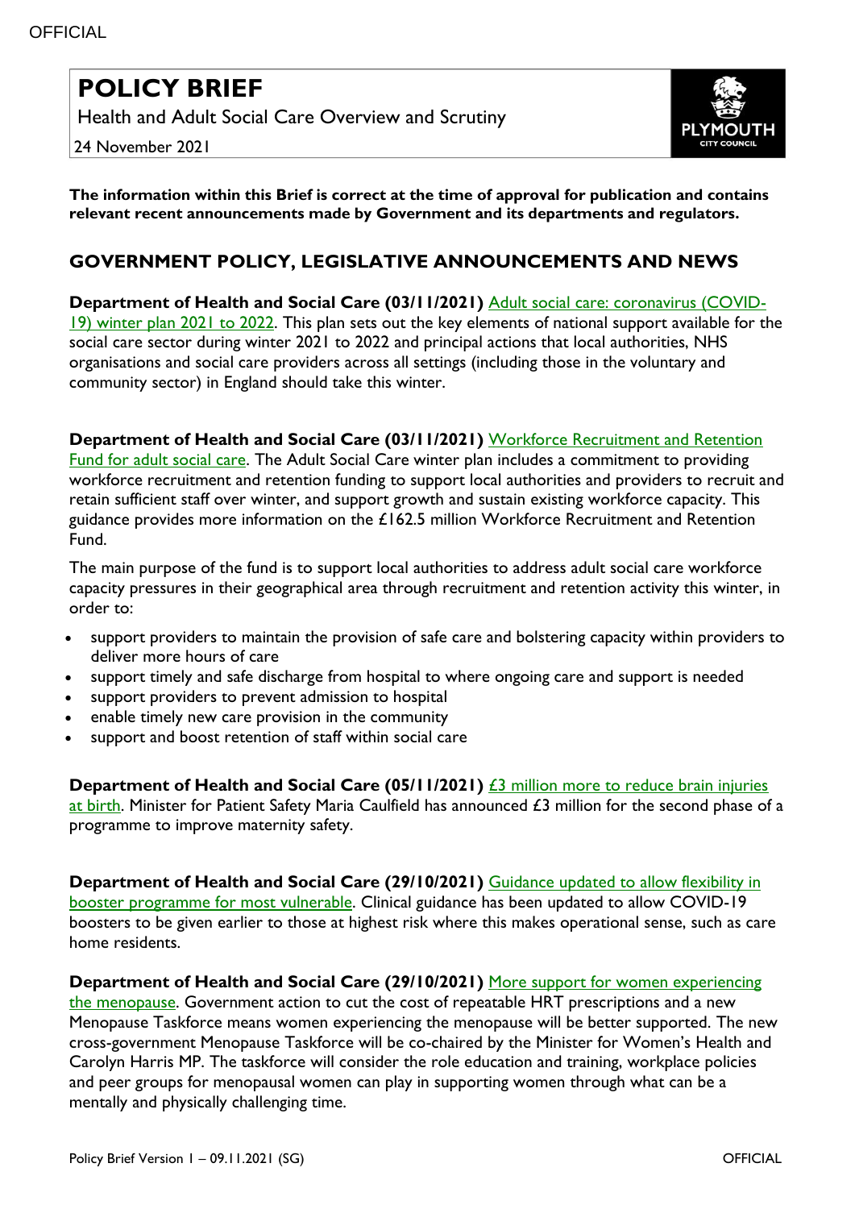# POLICY BRIEF

Health and Adult Social Care Overview and Scrutiny

24 November 2021

**The information within this Brief is correct at the time of approval for publication and contains relevant recent announcements made by Government and its departments and regulators.**

## GOVERNMENT POLICY, LEGISLATIVE ANNOUNCEMENTS AND NEWS

**Department of Health and Social Care (03/11/2021)** Adult social care: coronavirus (COVID-19) winter plan 2021 to 2022. This plan sets out the key elements of national support available for the social care sector during winter 2021 to 2022 and principal actions that local authorities, NHS organisations and social care providers across all settings (including those in the voluntary and community sector) in England should take this winter.

**Department of Health and Social Care (03/11/2021)** Workforce Recruitment and Retention Fund for adult social care. The Adult Social Care winter plan includes a commitment to providing workforce recruitment and retention funding to support local authorities and providers to recruit and retain sufficient staff over winter, and support growth and sustain existing workforce capacity. This guidance provides more information on the £162.5 million Workforce Recruitment and Retention Fund.

The main purpose of the fund is to support local authorities to address adult social care workforce capacity pressures in their geographical area through recruitment and retention activity this winter, in order to:

- support providers to maintain the provision of safe care and bolstering capacity within providers to deliver more hours of care
- support timely and safe discharge from hospital to where ongoing care and support is needed
- support providers to prevent admission to hospital
- enable timely new care provision in the community
- support and boost retention of staff within social care

**Department of Health and Social Care (05/11/2021)** £3 million more to reduce brain injuries at birth. Minister for Patient Safety Maria Caulfield has announced £3 million for the second phase of a programme to improve maternity safety.

**Department of Health and Social Care (29/10/2021)** Guidance updated to allow flexibility in booster programme for most vulnerable. Clinical guidance has been updated to allow COVID-19 boosters to be given earlier to those at highest risk where this makes operational sense, such as care home residents.

**Department of Health and Social Care (29/10/2021)** More support for women experiencing the menopause. Government action to cut the cost of repeatable HRT prescriptions and a new Menopause Taskforce means women experiencing the menopause will be better supported. The new cross-government Menopause Taskforce will be co-chaired by the Minister for Women's Health and Carolyn Harris MP. The taskforce will consider the role education and training, workplace policies and peer groups for menopausal women can play in supporting women through what can be a mentally and physically challenging time.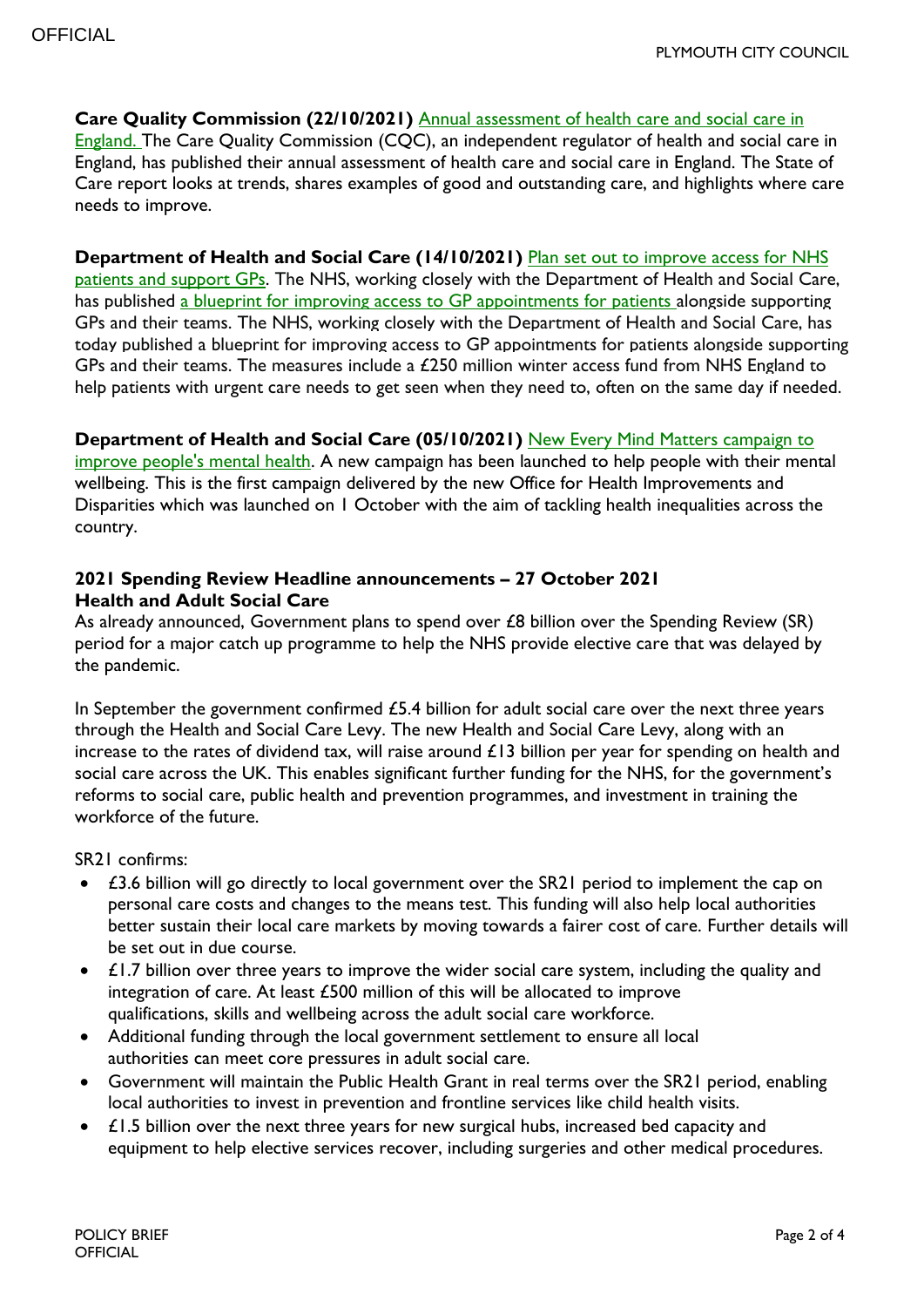**Care Quality Commission (22/10/2021)** [Annual assessment of health care and social care in England.] The Care Quality Commission (CQC), an independent regulator of health and social care in England, has published their annual assessment of health care and social care in England. The State of Care report looks at trends, shares examples of good and outstanding care, and highlights where care needs to improve.

**Department of Health and Social Care (14/10/2021)** [Plan set out to improve access for NHS patients and support GPs]. The NHS, working closely with the Department of Health and Social Care, has published [a blueprint for improving access to GP appointments for patients] alongside supporting GPs and their teams. The NHS, working closely with the Department of Health and Social Care, has today published a blueprint for improving access to GP appointments for patients alongside supporting GPs and their teams. The measures include a £250 million winter access fund from NHS England to help patients with urgent care needs to get seen when they need to, often on the same day if needed.

**Department of Health and Social Care (05/10/2021)** [New Every Mind Matters campaign to improve people's mental health]. A new campaign has been launched to help people with their mental wellbeing. This is the first campaign delivered by the new Office for Health Improvements and Disparities which was launched on 1 October with the aim of tackling health inequalities across the country.

## 2021 Spending Review Headline announcements – 27 October 2021
### Health and Adult Social Care

As already announced, Government plans to spend over £8 billion over the Spending Review (SR) period for a major catch up programme to help the NHS provide elective care that was delayed by the pandemic.

In September the government confirmed £5.4 billion for adult social care over the next three years through the Health and Social Care Levy. The new Health and Social Care Levy, along with an increase to the rates of dividend tax, will raise around £13 billion per year for spending on health and social care across the UK. This enables significant further funding for the NHS, for the government's reforms to social care, public health and prevention programmes, and investment in training the workforce of the future.

SR21 confirms:

- £3.6 billion will go directly to local government over the SR21 period to implement the cap on personal care costs and changes to the means test. This funding will also help local authorities better sustain their local care markets by moving towards a fairer cost of care. Further details will be set out in due course.
- £1.7 billion over three years to improve the wider social care system, including the quality and integration of care. At least £500 million of this will be allocated to improve qualifications, skills and wellbeing across the adult social care workforce.
- Additional funding through the local government settlement to ensure all local authorities can meet core pressures in adult social care.
- Government will maintain the Public Health Grant in real terms over the SR21 period, enabling local authorities to invest in prevention and frontline services like child health visits.
- £1.5 billion over the next three years for new surgical hubs, increased bed capacity and equipment to help elective services recover, including surgeries and other medical procedures.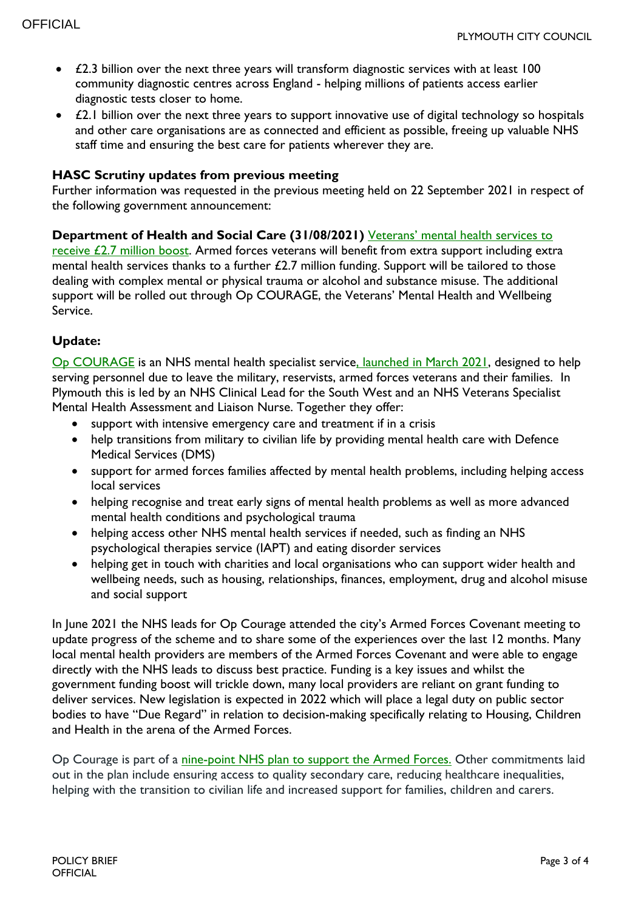- £2.3 billion over the next three years will transform diagnostic services with at least 100 community diagnostic centres across England - helping millions of patients access earlier diagnostic tests closer to home.
- £2.1 billion over the next three years to support innovative use of digital technology so hospitals and other care organisations are as connected and efficient as possible, freeing up valuable NHS staff time and ensuring the best care for patients wherever they are.

### HASC Scrutiny updates from previous meeting

Further information was requested in the previous meeting held on 22 September 2021 in respect of the following government announcement:

**Department of Health and Social Care (31/08/2021)** Veterans' mental health services to receive £2.7 million boost. Armed forces veterans will benefit from extra support including extra mental health services thanks to a further £2.7 million funding. Support will be tailored to those dealing with complex mental or physical trauma or alcohol and substance misuse. The additional support will be rolled out through Op COURAGE, the Veterans' Mental Health and Wellbeing Service.

### Update:

Op COURAGE is an NHS mental health specialist service, launched in March 2021, designed to help serving personnel due to leave the military, reservists, armed forces veterans and their families. In Plymouth this is led by an NHS Clinical Lead for the South West and an NHS Veterans Specialist Mental Health Assessment and Liaison Nurse. Together they offer:

- support with intensive emergency care and treatment if in a crisis
- help transitions from military to civilian life by providing mental health care with Defence Medical Services (DMS)
- support for armed forces families affected by mental health problems, including helping access local services
- helping recognise and treat early signs of mental health problems as well as more advanced mental health conditions and psychological trauma
- helping access other NHS mental health services if needed, such as finding an NHS psychological therapies service (IAPT) and eating disorder services
- helping get in touch with charities and local organisations who can support wider health and wellbeing needs, such as housing, relationships, finances, employment, drug and alcohol misuse and social support

In June 2021 the NHS leads for Op Courage attended the city's Armed Forces Covenant meeting to update progress of the scheme and to share some of the experiences over the last 12 months. Many local mental health providers are members of the Armed Forces Covenant and were able to engage directly with the NHS leads to discuss best practice. Funding is a key issues and whilst the government funding boost will trickle down, many local providers are reliant on grant funding to deliver services. New legislation is expected in 2022 which will place a legal duty on public sector bodies to have "Due Regard" in relation to decision-making specifically relating to Housing, Children and Health in the arena of the Armed Forces.

Op Courage is part of a nine-point NHS plan to support the Armed Forces. Other commitments laid out in the plan include ensuring access to quality secondary care, reducing healthcare inequalities, helping with the transition to civilian life and increased support for families, children and carers.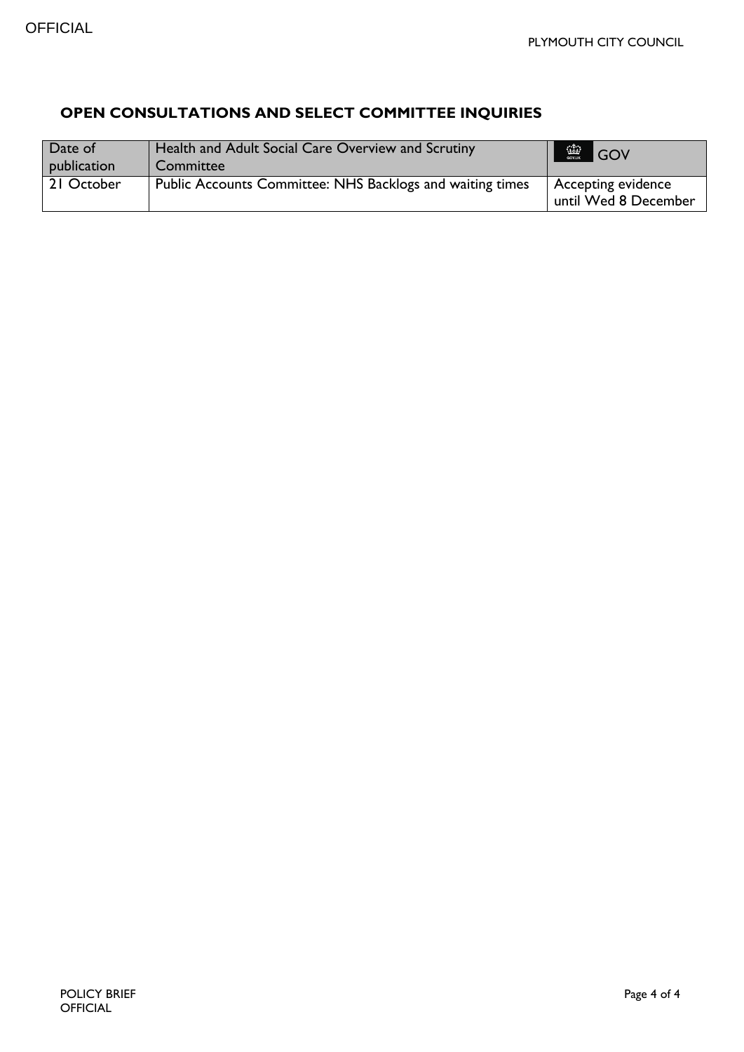## OPEN CONSULTATIONS AND SELECT COMMITTEE INQUIRIES

| Date of publication | Health and Adult Social Care Overview and Scrutiny Committee | GOV |
|---|---|---|
| 21 October | Public Accounts Committee: NHS Backlogs and waiting times | Accepting evidence until Wed 8 December |